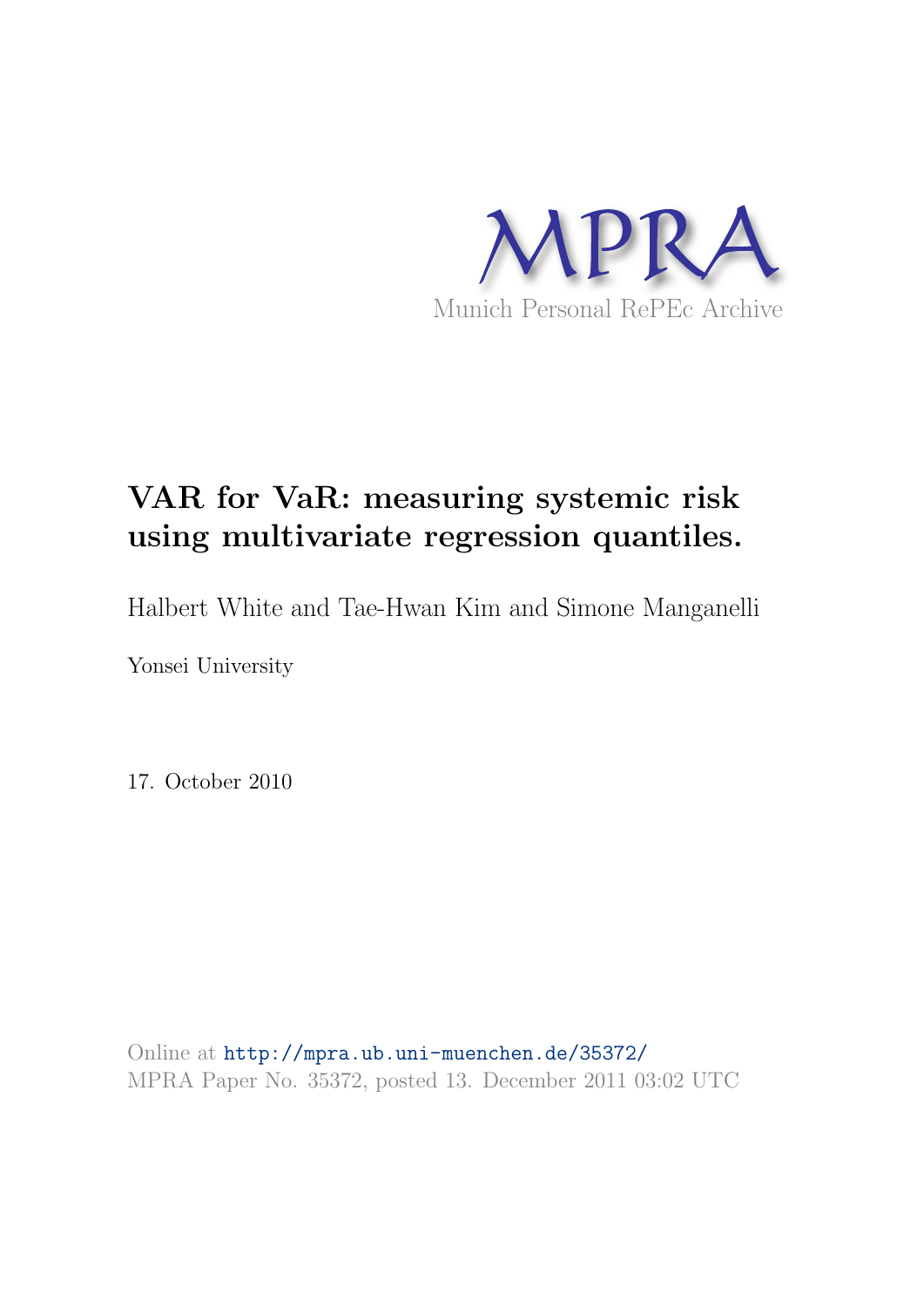MPRA

Munich Personal RePEc Archive

# VAR for VaR: measuring systemic risk using multivariate regression quantiles.

Halbert White and Tae-Hwan Kim and Simone Manganelli

Yonsei University

17. October 2010

Online at http://mpra.ub.uni-muenchen.de/35372/
MPRA Paper No. 35372, posted 13. December 2011 03:02 UTC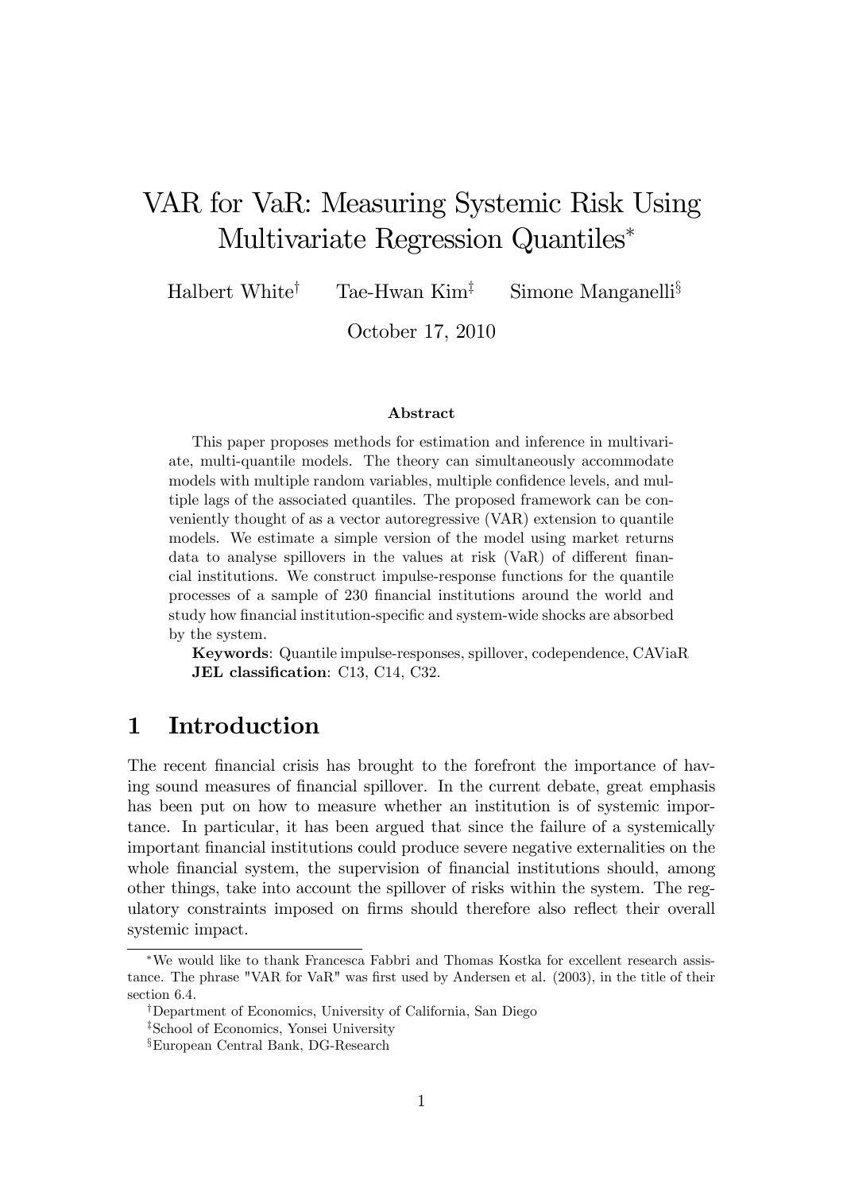# VAR for VaR: Measuring Systemic Risk Using Multivariate Regression Quantiles*

Halbert White[†] Tae-Hwan Kim[‡] Simone Manganelli[§]

October 17, 2010

### Abstract

This paper proposes methods for estimation and inference in multivariate, multi-quantile models. The theory can simultaneously accommodate models with multiple random variables, multiple confidence levels, and multiple lags of the associated quantiles. The proposed framework can be conveniently thought of as a vector autoregressive (VAR) extension to quantile models. We estimate a simple version of the model using market returns data to analyse spillovers in the values at risk (VaR) of different financial institutions. We construct impulse-response functions for the quantile processes of a sample of 230 financial institutions around the world and study how financial institution-specific and system-wide shocks are absorbed by the system.

**Keywords**: Quantile impulse-responses, spillover, codependence, CAViaR
**JEL classification**: C13, C14, C32.

## 1 Introduction

The recent financial crisis has brought to the forefront the importance of having sound measures of financial spillover. In the current debate, great emphasis has been put on how to measure whether an institution is of systemic importance. In particular, it has been argued that since the failure of a systemically important financial institutions could produce severe negative externalities on the whole financial system, the supervision of financial institutions should, among other things, take into account the spillover of risks within the system. The regulatory constraints imposed on firms should therefore also reflect their overall systemic impact.

---

*We would like to thank Francesca Fabbri and Thomas Kostka for excellent research assistance. The phrase "VAR for VaR" was first used by Andersen et al. (2003), in the title of their section 6.4.

[†]Department of Economics, University of California, San Diego

[‡]School of Economics, Yonsei University

[§]European Central Bank, DG-Research